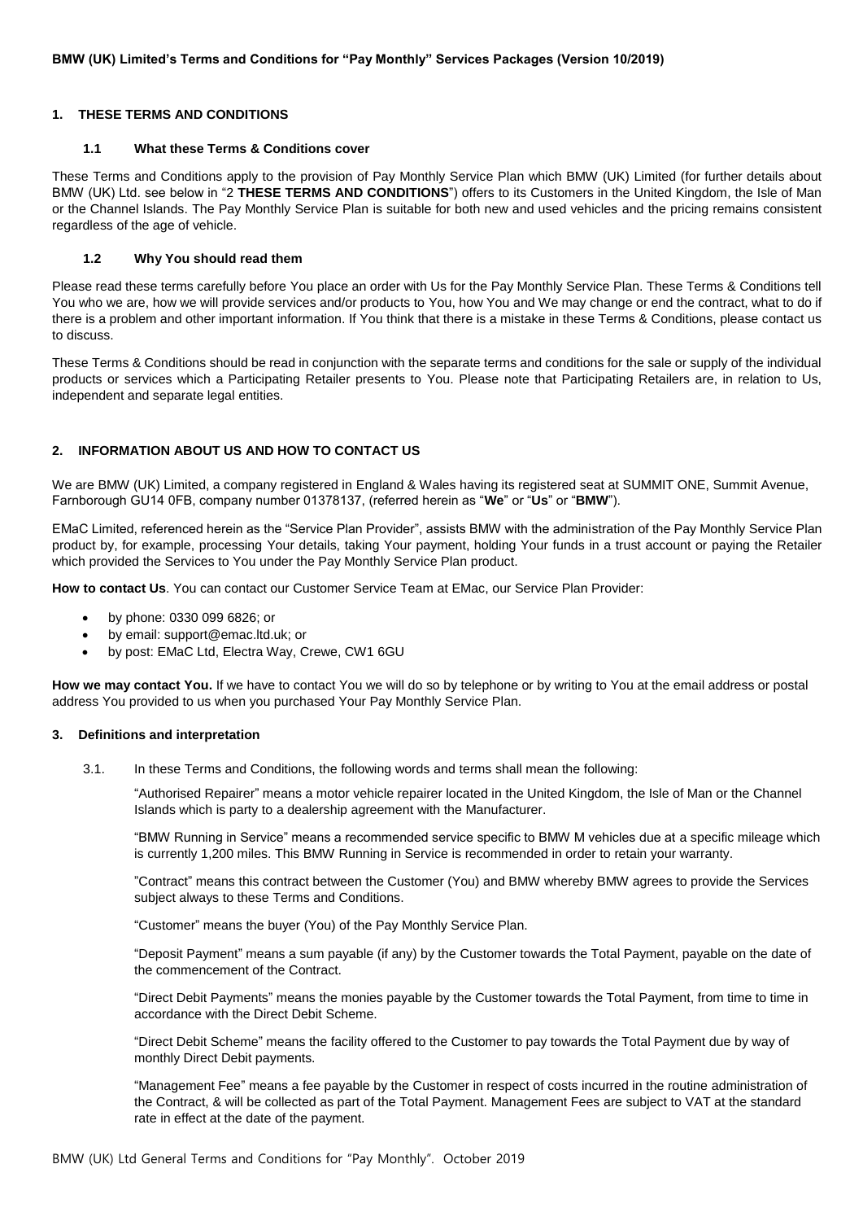**BMW (UK) Limited's Terms and Conditions for "Pay Monthly" Services Packages (Version 10/2019)**

## 1. THESE TERMS AND CONDITIONS

### 1.1 What these Terms & Conditions cover

These Terms and Conditions apply to the provision of Pay Monthly Service Plan which BMW (UK) Limited (for further details about BMW (UK) Ltd. see below in "2 **THESE TERMS AND CONDITIONS**") offers to its Customers in the United Kingdom, the Isle of Man or the Channel Islands. The Pay Monthly Service Plan is suitable for both new and used vehicles and the pricing remains consistent regardless of the age of vehicle.

### 1.2 Why You should read them

Please read these terms carefully before You place an order with Us for the Pay Monthly Service Plan. These Terms & Conditions tell You who we are, how we will provide services and/or products to You, how You and We may change or end the contract, what to do if there is a problem and other important information. If You think that there is a mistake in these Terms & Conditions, please contact us to discuss.

These Terms & Conditions should be read in conjunction with the separate terms and conditions for the sale or supply of the individual products or services which a Participating Retailer presents to You. Please note that Participating Retailers are, in relation to Us, independent and separate legal entities.

## 2. INFORMATION ABOUT US AND HOW TO CONTACT US

We are BMW (UK) Limited, a company registered in England & Wales having its registered seat at SUMMIT ONE, Summit Avenue, Farnborough GU14 0FB, company number 01378137, (referred herein as "**We**" or "**Us**" or "**BMW**").

EMaC Limited, referenced herein as the "Service Plan Provider", assists BMW with the administration of the Pay Monthly Service Plan product by, for example, processing Your details, taking Your payment, holding Your funds in a trust account or paying the Retailer which provided the Services to You under the Pay Monthly Service Plan product.

**How to contact Us**. You can contact our Customer Service Team at EMac, our Service Plan Provider:

- by phone: 0330 099 6826; or
- by email: support@emac.ltd.uk; or
- by post: EMaC Ltd, Electra Way, Crewe, CW1 6GU

**How we may contact You.** If we have to contact You we will do so by telephone or by writing to You at the email address or postal address You provided to us when you purchased Your Pay Monthly Service Plan.

## 3. Definitions and interpretation

3.1. In these Terms and Conditions, the following words and terms shall mean the following:

"Authorised Repairer" means a motor vehicle repairer located in the United Kingdom, the Isle of Man or the Channel Islands which is party to a dealership agreement with the Manufacturer.

"BMW Running in Service" means a recommended service specific to BMW M vehicles due at a specific mileage which is currently 1,200 miles. This BMW Running in Service is recommended in order to retain your warranty.

"Contract" means this contract between the Customer (You) and BMW whereby BMW agrees to provide the Services subject always to these Terms and Conditions.

"Customer" means the buyer (You) of the Pay Monthly Service Plan.

"Deposit Payment" means a sum payable (if any) by the Customer towards the Total Payment, payable on the date of the commencement of the Contract.

"Direct Debit Payments" means the monies payable by the Customer towards the Total Payment, from time to time in accordance with the Direct Debit Scheme.

"Direct Debit Scheme" means the facility offered to the Customer to pay towards the Total Payment due by way of monthly Direct Debit payments.

"Management Fee" means a fee payable by the Customer in respect of costs incurred in the routine administration of the Contract, & will be collected as part of the Total Payment. Management Fees are subject to VAT at the standard rate in effect at the date of the payment.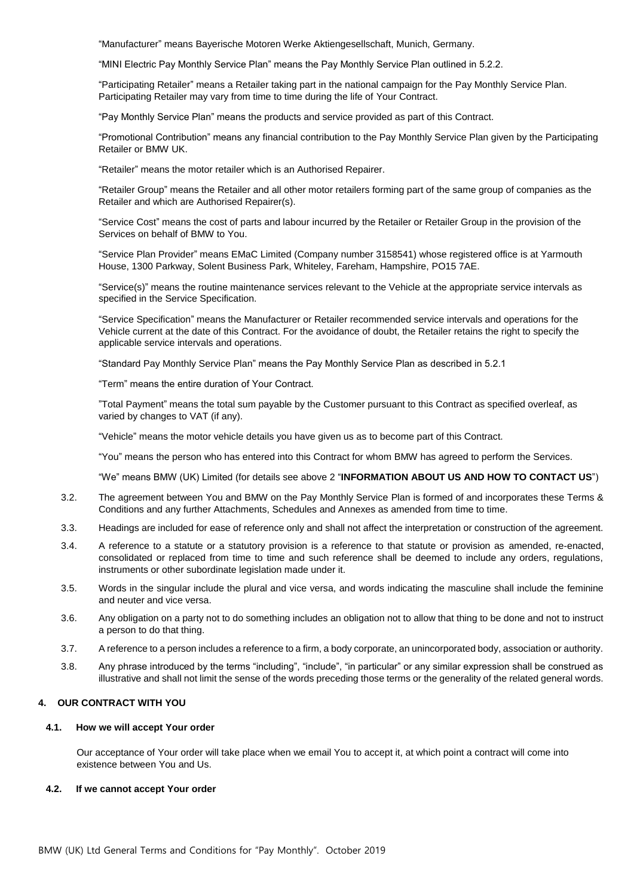"Manufacturer" means Bayerische Motoren Werke Aktiengesellschaft, Munich, Germany.

"MINI Electric Pay Monthly Service Plan" means the Pay Monthly Service Plan outlined in 5.2.2.

"Participating Retailer" means a Retailer taking part in the national campaign for the Pay Monthly Service Plan. Participating Retailer may vary from time to time during the life of Your Contract.

"Pay Monthly Service Plan" means the products and service provided as part of this Contract.

"Promotional Contribution" means any financial contribution to the Pay Monthly Service Plan given by the Participating Retailer or BMW UK.

"Retailer" means the motor retailer which is an Authorised Repairer.

"Retailer Group" means the Retailer and all other motor retailers forming part of the same group of companies as the Retailer and which are Authorised Repairer(s).

"Service Cost" means the cost of parts and labour incurred by the Retailer or Retailer Group in the provision of the Services on behalf of BMW to You.

"Service Plan Provider" means EMaC Limited (Company number 3158541) whose registered office is at Yarmouth House, 1300 Parkway, Solent Business Park, Whiteley, Fareham, Hampshire, PO15 7AE.

"Service(s)" means the routine maintenance services relevant to the Vehicle at the appropriate service intervals as specified in the Service Specification.

"Service Specification" means the Manufacturer or Retailer recommended service intervals and operations for the Vehicle current at the date of this Contract. For the avoidance of doubt, the Retailer retains the right to specify the applicable service intervals and operations.

"Standard Pay Monthly Service Plan" means the Pay Monthly Service Plan as described in 5.2.1

"Term" means the entire duration of Your Contract.

"Total Payment" means the total sum payable by the Customer pursuant to this Contract as specified overleaf, as varied by changes to VAT (if any).

"Vehicle" means the motor vehicle details you have given us as to become part of this Contract.

"You" means the person who has entered into this Contract for whom BMW has agreed to perform the Services.

"We" means BMW (UK) Limited (for details see above 2 "**INFORMATION ABOUT US AND HOW TO CONTACT US**")

3.2. The agreement between You and BMW on the Pay Monthly Service Plan is formed of and incorporates these Terms & Conditions and any further Attachments, Schedules and Annexes as amended from time to time.

3.3. Headings are included for ease of reference only and shall not affect the interpretation or construction of the agreement.

3.4. A reference to a statute or a statutory provision is a reference to that statute or provision as amended, re-enacted, consolidated or replaced from time to time and such reference shall be deemed to include any orders, regulations, instruments or other subordinate legislation made under it.

3.5. Words in the singular include the plural and vice versa, and words indicating the masculine shall include the feminine and neuter and vice versa.

3.6. Any obligation on a party not to do something includes an obligation not to allow that thing to be done and not to instruct a person to do that thing.

3.7. A reference to a person includes a reference to a firm, a body corporate, an unincorporated body, association or authority.

3.8. Any phrase introduced by the terms "including", "include", "in particular" or any similar expression shall be construed as illustrative and shall not limit the sense of the words preceding those terms or the generality of the related general words.

## 4. OUR CONTRACT WITH YOU

### 4.1. How we will accept Your order

Our acceptance of Your order will take place when we email You to accept it, at which point a contract will come into existence between You and Us.

### 4.2. If we cannot accept Your order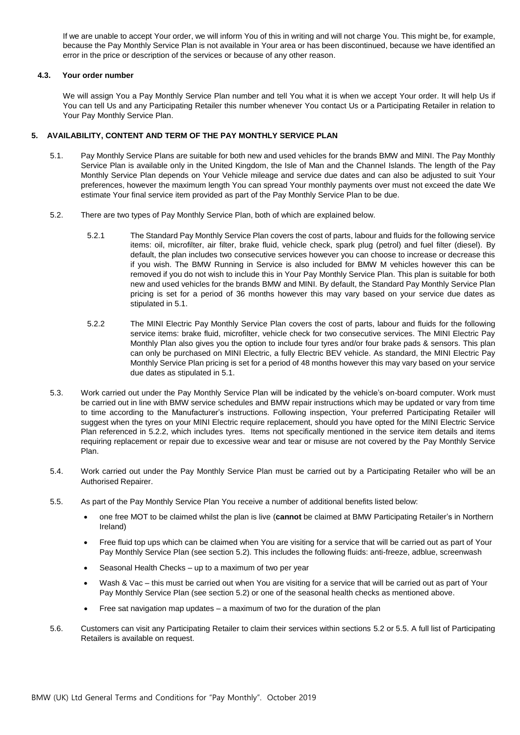If we are unable to accept Your order, we will inform You of this in writing and will not charge You. This might be, for example, because the Pay Monthly Service Plan is not available in Your area or has been discontinued, because we have identified an error in the price or description of the services or because of any other reason.

### 4.3. Your order number

We will assign You a Pay Monthly Service Plan number and tell You what it is when we accept Your order. It will help Us if You can tell Us and any Participating Retailer this number whenever You contact Us or a Participating Retailer in relation to Your Pay Monthly Service Plan.

## 5. AVAILABILITY, CONTENT AND TERM OF THE PAY MONTHLY SERVICE PLAN

5.1. Pay Monthly Service Plans are suitable for both new and used vehicles for the brands BMW and MINI. The Pay Monthly Service Plan is available only in the United Kingdom, the Isle of Man and the Channel Islands. The length of the Pay Monthly Service Plan depends on Your Vehicle mileage and service due dates and can also be adjusted to suit Your preferences, however the maximum length You can spread Your monthly payments over must not exceed the date We estimate Your final service item provided as part of the Pay Monthly Service Plan to be due.

5.2. There are two types of Pay Monthly Service Plan, both of which are explained below.

5.2.1 The Standard Pay Monthly Service Plan covers the cost of parts, labour and fluids for the following service items: oil, microfilter, air filter, brake fluid, vehicle check, spark plug (petrol) and fuel filter (diesel). By default, the plan includes two consecutive services however you can choose to increase or decrease this if you wish. The BMW Running in Service is also included for BMW M vehicles however this can be removed if you do not wish to include this in Your Pay Monthly Service Plan. This plan is suitable for both new and used vehicles for the brands BMW and MINI. By default, the Standard Pay Monthly Service Plan pricing is set for a period of 36 months however this may vary based on your service due dates as stipulated in 5.1.

5.2.2 The MINI Electric Pay Monthly Service Plan covers the cost of parts, labour and fluids for the following service items: brake fluid, microfilter, vehicle check for two consecutive services. The MINI Electric Pay Monthly Plan also gives you the option to include four tyres and/or four brake pads & sensors. This plan can only be purchased on MINI Electric, a fully Electric BEV vehicle. As standard, the MINI Electric Pay Monthly Service Plan pricing is set for a period of 48 months however this may vary based on your service due dates as stipulated in 5.1.

5.3. Work carried out under the Pay Monthly Service Plan will be indicated by the vehicle's on-board computer. Work must be carried out in line with BMW service schedules and BMW repair instructions which may be updated or vary from time to time according to the Manufacturer's instructions. Following inspection, Your preferred Participating Retailer will suggest when the tyres on your MINI Electric require replacement, should you have opted for the MINI Electric Service Plan referenced in 5.2.2, which includes tyres. Items not specifically mentioned in the service item details and items requiring replacement or repair due to excessive wear and tear or misuse are not covered by the Pay Monthly Service Plan.

5.4. Work carried out under the Pay Monthly Service Plan must be carried out by a Participating Retailer who will be an Authorised Repairer.

5.5. As part of the Pay Monthly Service Plan You receive a number of additional benefits listed below:

- one free MOT to be claimed whilst the plan is live (**cannot** be claimed at BMW Participating Retailer's in Northern Ireland)
- Free fluid top ups which can be claimed when You are visiting for a service that will be carried out as part of Your Pay Monthly Service Plan (see section 5.2). This includes the following fluids: anti-freeze, adblue, screenwash
- Seasonal Health Checks – up to a maximum of two per year
- Wash & Vac – this must be carried out when You are visiting for a service that will be carried out as part of Your Pay Monthly Service Plan (see section 5.2) or one of the seasonal health checks as mentioned above.
- Free sat navigation map updates – a maximum of two for the duration of the plan

5.6. Customers can visit any Participating Retailer to claim their services within sections 5.2 or 5.5. A full list of Participating Retailers is available on request.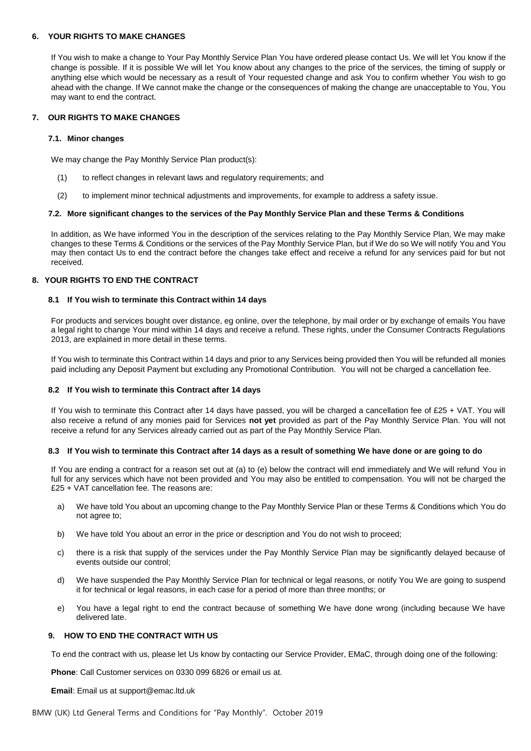## 6. YOUR RIGHTS TO MAKE CHANGES

If You wish to make a change to Your Pay Monthly Service Plan You have ordered please contact Us. We will let You know if the change is possible. If it is possible We will let You know about any changes to the price of the services, the timing of supply or anything else which would be necessary as a result of Your requested change and ask You to confirm whether You wish to go ahead with the change. If We cannot make the change or the consequences of making the change are unacceptable to You, You may want to end the contract.

## 7. OUR RIGHTS TO MAKE CHANGES

### 7.1. Minor changes

We may change the Pay Monthly Service Plan product(s):

(1) to reflect changes in relevant laws and regulatory requirements; and

(2) to implement minor technical adjustments and improvements, for example to address a safety issue.

### 7.2. More significant changes to the services of the Pay Monthly Service Plan and these Terms & Conditions

In addition, as We have informed You in the description of the services relating to the Pay Monthly Service Plan, We may make changes to these Terms & Conditions or the services of the Pay Monthly Service Plan, but if We do so We will notify You and You may then contact Us to end the contract before the changes take effect and receive a refund for any services paid for but not received.

## 8. YOUR RIGHTS TO END THE CONTRACT

### 8.1 If You wish to terminate this Contract within 14 days

For products and services bought over distance, eg online, over the telephone, by mail order or by exchange of emails You have a legal right to change Your mind within 14 days and receive a refund. These rights, under the Consumer Contracts Regulations 2013, are explained in more detail in these terms.

If You wish to terminate this Contract within 14 days and prior to any Services being provided then You will be refunded all monies paid including any Deposit Payment but excluding any Promotional Contribution. You will not be charged a cancellation fee.

### 8.2 If You wish to terminate this Contract after 14 days

If You wish to terminate this Contract after 14 days have passed, you will be charged a cancellation fee of £25 + VAT. You will also receive a refund of any monies paid for Services **not yet** provided as part of the Pay Monthly Service Plan. You will not receive a refund for any Services already carried out as part of the Pay Monthly Service Plan.

### 8.3 If You wish to terminate this Contract after 14 days as a result of something We have done or are going to do

If You are ending a contract for a reason set out at (a) to (e) below the contract will end immediately and We will refund You in full for any services which have not been provided and You may also be entitled to compensation. You will not be charged the £25 + VAT cancellation fee. The reasons are:

a) We have told You about an upcoming change to the Pay Monthly Service Plan or these Terms & Conditions which You do not agree to;

b) We have told You about an error in the price or description and You do not wish to proceed;

c) there is a risk that supply of the services under the Pay Monthly Service Plan may be significantly delayed because of events outside our control;

d) We have suspended the Pay Monthly Service Plan for technical or legal reasons, or notify You We are going to suspend it for technical or legal reasons, in each case for a period of more than three months; or

e) You have a legal right to end the contract because of something We have done wrong (including because We have delivered late.

## 9. HOW TO END THE CONTRACT WITH US

To end the contract with us, please let Us know by contacting our Service Provider, EMaC, through doing one of the following:

**Phone**: Call Customer services on 0330 099 6826 or email us at.

**Email**: Email us at support@emac.ltd.uk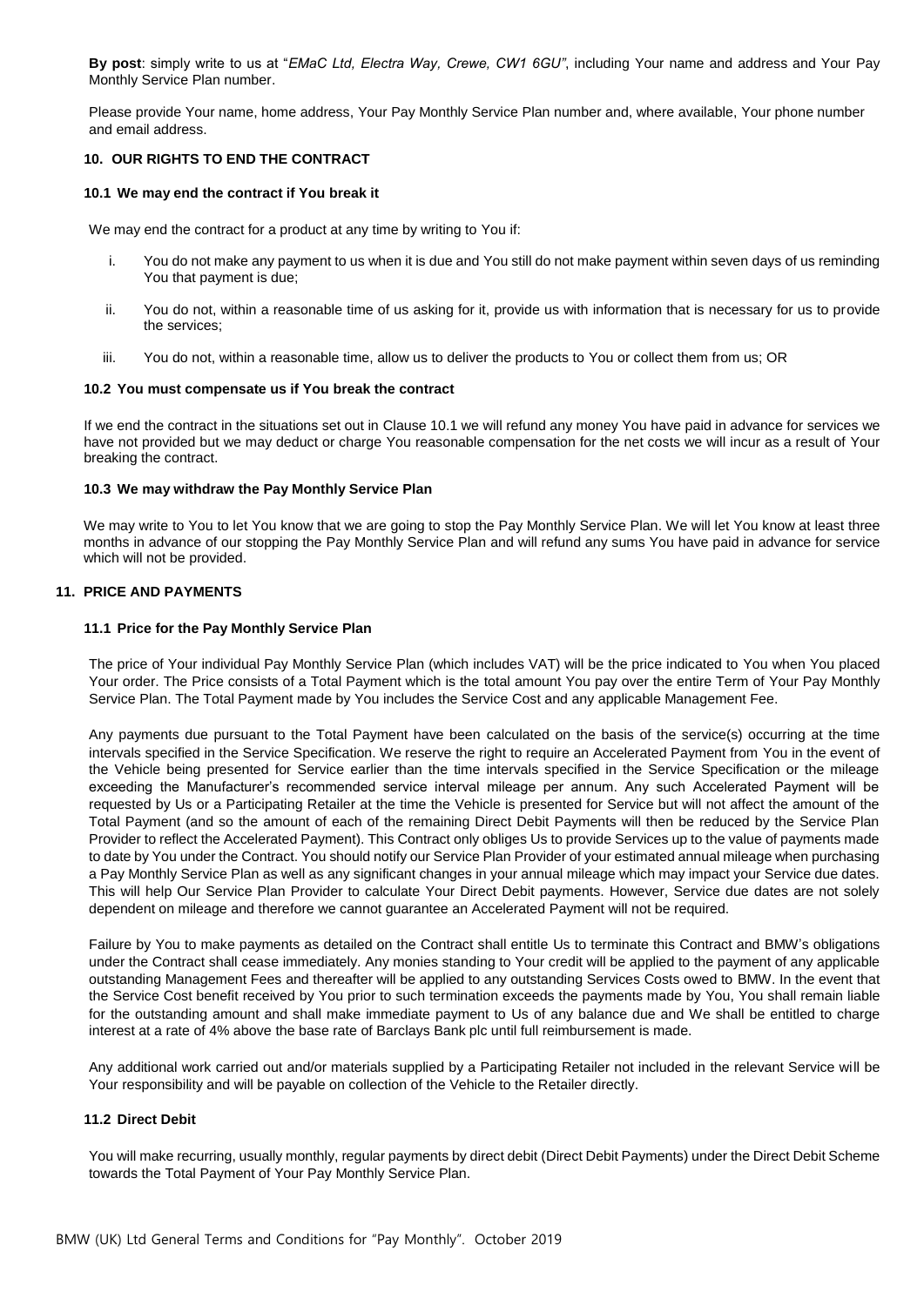**By post**: simply write to us at "*EMaC Ltd, Electra Way, Crewe, CW1 6GU"*, including Your name and address and Your Pay Monthly Service Plan number.

Please provide Your name, home address, Your Pay Monthly Service Plan number and, where available, Your phone number and email address.

### 10. OUR RIGHTS TO END THE CONTRACT

#### 10.1 We may end the contract if You break it

We may end the contract for a product at any time by writing to You if:

i. You do not make any payment to us when it is due and You still do not make payment within seven days of us reminding You that payment is due;

ii. You do not, within a reasonable time of us asking for it, provide us with information that is necessary for us to provide the services;

iii. You do not, within a reasonable time, allow us to deliver the products to You or collect them from us; OR

#### 10.2 You must compensate us if You break the contract

If we end the contract in the situations set out in Clause 10.1 we will refund any money You have paid in advance for services we have not provided but we may deduct or charge You reasonable compensation for the net costs we will incur as a result of Your breaking the contract.

#### 10.3 We may withdraw the Pay Monthly Service Plan

We may write to You to let You know that we are going to stop the Pay Monthly Service Plan. We will let You know at least three months in advance of our stopping the Pay Monthly Service Plan and will refund any sums You have paid in advance for service which will not be provided.

### 11. PRICE AND PAYMENTS

#### 11.1 Price for the Pay Monthly Service Plan

The price of Your individual Pay Monthly Service Plan (which includes VAT) will be the price indicated to You when You placed Your order. The Price consists of a Total Payment which is the total amount You pay over the entire Term of Your Pay Monthly Service Plan. The Total Payment made by You includes the Service Cost and any applicable Management Fee.

Any payments due pursuant to the Total Payment have been calculated on the basis of the service(s) occurring at the time intervals specified in the Service Specification. We reserve the right to require an Accelerated Payment from You in the event of the Vehicle being presented for Service earlier than the time intervals specified in the Service Specification or the mileage exceeding the Manufacturer's recommended service interval mileage per annum. Any such Accelerated Payment will be requested by Us or a Participating Retailer at the time the Vehicle is presented for Service but will not affect the amount of the Total Payment (and so the amount of each of the remaining Direct Debit Payments will then be reduced by the Service Plan Provider to reflect the Accelerated Payment). This Contract only obliges Us to provide Services up to the value of payments made to date by You under the Contract. You should notify our Service Plan Provider of your estimated annual mileage when purchasing a Pay Monthly Service Plan as well as any significant changes in your annual mileage which may impact your Service due dates. This will help Our Service Plan Provider to calculate Your Direct Debit payments. However, Service due dates are not solely dependent on mileage and therefore we cannot guarantee an Accelerated Payment will not be required.

Failure by You to make payments as detailed on the Contract shall entitle Us to terminate this Contract and BMW's obligations under the Contract shall cease immediately. Any monies standing to Your credit will be applied to the payment of any applicable outstanding Management Fees and thereafter will be applied to any outstanding Services Costs owed to BMW. In the event that the Service Cost benefit received by You prior to such termination exceeds the payments made by You, You shall remain liable for the outstanding amount and shall make immediate payment to Us of any balance due and We shall be entitled to charge interest at a rate of 4% above the base rate of Barclays Bank plc until full reimbursement is made.

Any additional work carried out and/or materials supplied by a Participating Retailer not included in the relevant Service will be Your responsibility and will be payable on collection of the Vehicle to the Retailer directly.

#### 11.2 Direct Debit

You will make recurring, usually monthly, regular payments by direct debit (Direct Debit Payments) under the Direct Debit Scheme towards the Total Payment of Your Pay Monthly Service Plan.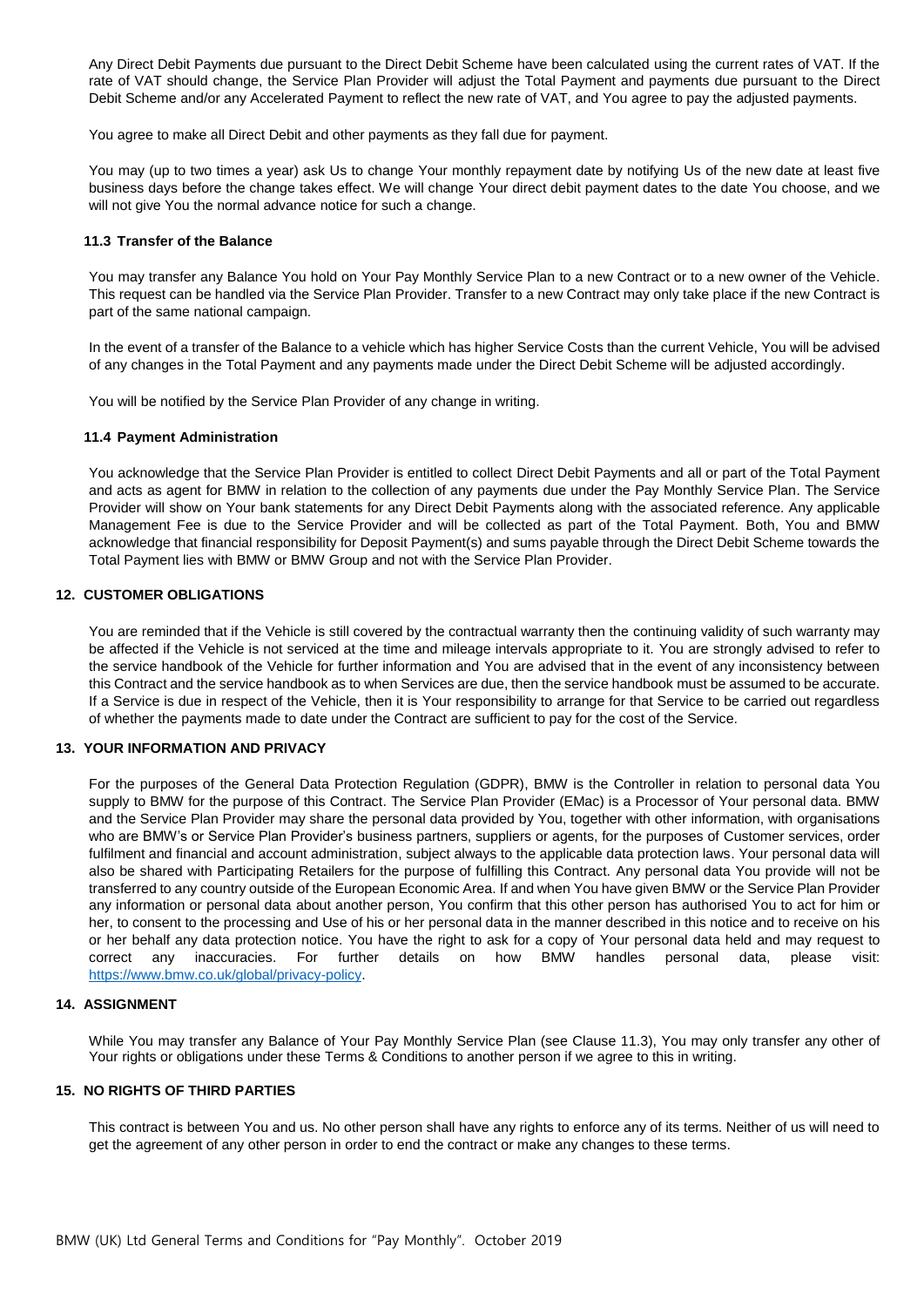Any Direct Debit Payments due pursuant to the Direct Debit Scheme have been calculated using the current rates of VAT. If the rate of VAT should change, the Service Plan Provider will adjust the Total Payment and payments due pursuant to the Direct Debit Scheme and/or any Accelerated Payment to reflect the new rate of VAT, and You agree to pay the adjusted payments.

You agree to make all Direct Debit and other payments as they fall due for payment.

You may (up to two times a year) ask Us to change Your monthly repayment date by notifying Us of the new date at least five business days before the change takes effect. We will change Your direct debit payment dates to the date You choose, and we will not give You the normal advance notice for such a change.

### 11.3 Transfer of the Balance

You may transfer any Balance You hold on Your Pay Monthly Service Plan to a new Contract or to a new owner of the Vehicle. This request can be handled via the Service Plan Provider. Transfer to a new Contract may only take place if the new Contract is part of the same national campaign.

In the event of a transfer of the Balance to a vehicle which has higher Service Costs than the current Vehicle, You will be advised of any changes in the Total Payment and any payments made under the Direct Debit Scheme will be adjusted accordingly.

You will be notified by the Service Plan Provider of any change in writing.

### 11.4 Payment Administration

You acknowledge that the Service Plan Provider is entitled to collect Direct Debit Payments and all or part of the Total Payment and acts as agent for BMW in relation to the collection of any payments due under the Pay Monthly Service Plan. The Service Provider will show on Your bank statements for any Direct Debit Payments along with the associated reference. Any applicable Management Fee is due to the Service Provider and will be collected as part of the Total Payment. Both, You and BMW acknowledge that financial responsibility for Deposit Payment(s) and sums payable through the Direct Debit Scheme towards the Total Payment lies with BMW or BMW Group and not with the Service Plan Provider.

## 12. CUSTOMER OBLIGATIONS

You are reminded that if the Vehicle is still covered by the contractual warranty then the continuing validity of such warranty may be affected if the Vehicle is not serviced at the time and mileage intervals appropriate to it. You are strongly advised to refer to the service handbook of the Vehicle for further information and You are advised that in the event of any inconsistency between this Contract and the service handbook as to when Services are due, then the service handbook must be assumed to be accurate. If a Service is due in respect of the Vehicle, then it is Your responsibility to arrange for that Service to be carried out regardless of whether the payments made to date under the Contract are sufficient to pay for the cost of the Service.

## 13. YOUR INFORMATION AND PRIVACY

For the purposes of the General Data Protection Regulation (GDPR), BMW is the Controller in relation to personal data You supply to BMW for the purpose of this Contract. The Service Plan Provider (EMac) is a Processor of Your personal data. BMW and the Service Plan Provider may share the personal data provided by You, together with other information, with organisations who are BMW's or Service Plan Provider's business partners, suppliers or agents, for the purposes of Customer services, order fulfilment and financial and account administration, subject always to the applicable data protection laws. Your personal data will also be shared with Participating Retailers for the purpose of fulfilling this Contract. Any personal data You provide will not be transferred to any country outside of the European Economic Area. If and when You have given BMW or the Service Plan Provider any information or personal data about another person, You confirm that this other person has authorised You to act for him or her, to consent to the processing and Use of his or her personal data in the manner described in this notice and to receive on his or her behalf any data protection notice. You have the right to ask for a copy of Your personal data held and may request to correct any inaccuracies. For further details on how BMW handles personal data, please visit: https://www.bmw.co.uk/global/privacy-policy.

## 14. ASSIGNMENT

While You may transfer any Balance of Your Pay Monthly Service Plan (see Clause 11.3), You may only transfer any other of Your rights or obligations under these Terms & Conditions to another person if we agree to this in writing.

## 15. NO RIGHTS OF THIRD PARTIES

This contract is between You and us. No other person shall have any rights to enforce any of its terms. Neither of us will need to get the agreement of any other person in order to end the contract or make any changes to these terms.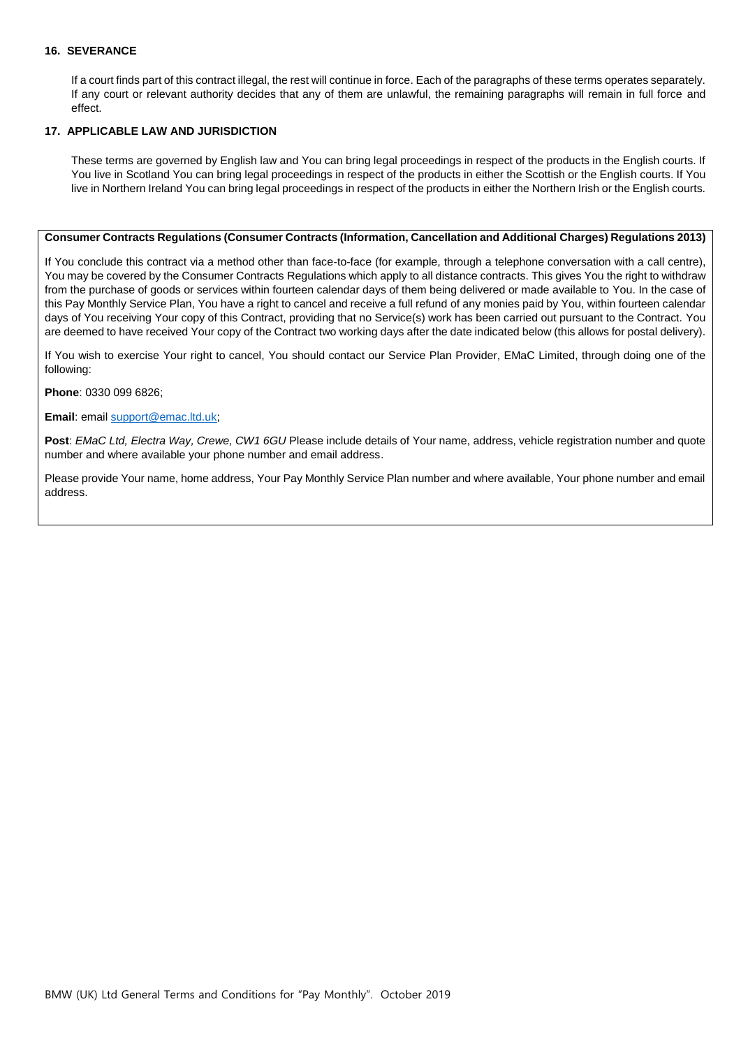## 16. SEVERANCE

If a court finds part of this contract illegal, the rest will continue in force. Each of the paragraphs of these terms operates separately. If any court or relevant authority decides that any of them are unlawful, the remaining paragraphs will remain in full force and effect.

## 17. APPLICABLE LAW AND JURISDICTION

These terms are governed by English law and You can bring legal proceedings in respect of the products in the English courts. If You live in Scotland You can bring legal proceedings in respect of the products in either the Scottish or the English courts. If You live in Northern Ireland You can bring legal proceedings in respect of the products in either the Northern Irish or the English courts.

**Consumer Contracts Regulations (Consumer Contracts (Information, Cancellation and Additional Charges) Regulations 2013)**

If You conclude this contract via a method other than face-to-face (for example, through a telephone conversation with a call centre), You may be covered by the Consumer Contracts Regulations which apply to all distance contracts. This gives You the right to withdraw from the purchase of goods or services within fourteen calendar days of them being delivered or made available to You. In the case of this Pay Monthly Service Plan, You have a right to cancel and receive a full refund of any monies paid by You, within fourteen calendar days of You receiving Your copy of this Contract, providing that no Service(s) work has been carried out pursuant to the Contract. You are deemed to have received Your copy of the Contract two working days after the date indicated below (this allows for postal delivery).

If You wish to exercise Your right to cancel, You should contact our Service Plan Provider, EMaC Limited, through doing one of the following:

**Phone**: 0330 099 6826;

**Email**: email support@emac.ltd.uk;

**Post**: *EMaC Ltd, Electra Way, Crewe, CW1 6GU* Please include details of Your name, address, vehicle registration number and quote number and where available your phone number and email address.

Please provide Your name, home address, Your Pay Monthly Service Plan number and where available, Your phone number and email address.